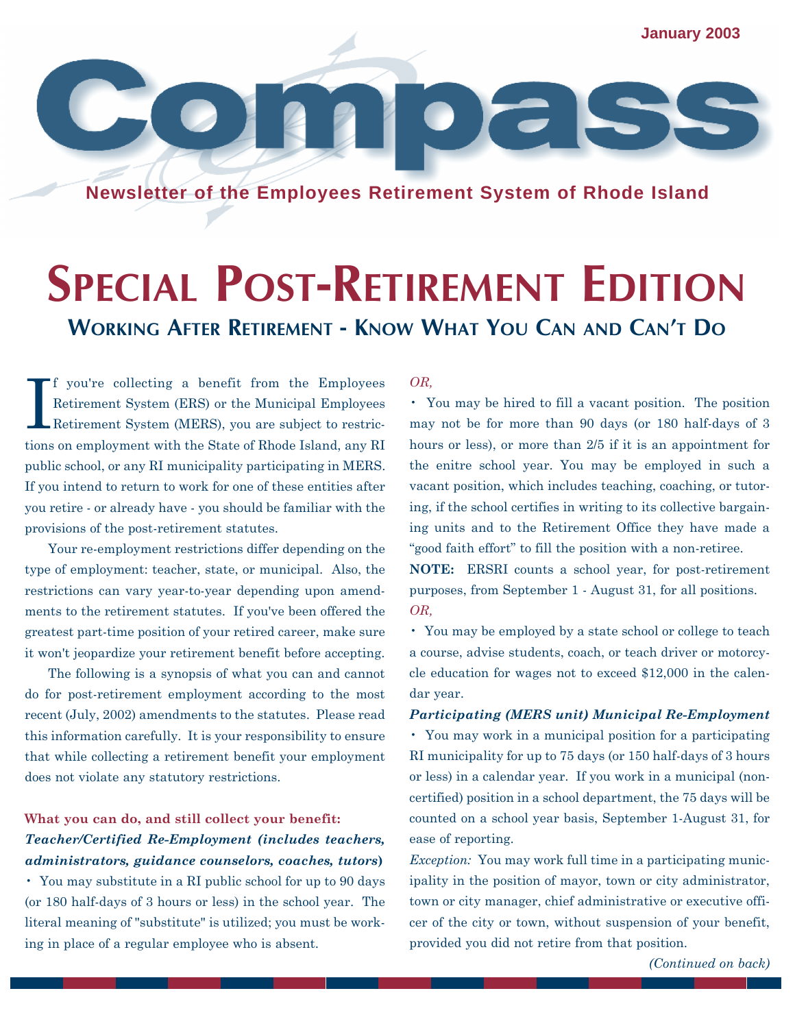January 2003

# Compass

**Newsletter of the Employees Retirement System of Rhode Island**

# SPECIAL POST-RETIREMENT EDITION

## WORKING AFTER RETIREMENT - KNOW WHAT YOU CAN AND CAN'T DO

If you're collecting a benefit from the Employees Retirement System (ERS) or the Municipal Employees Retirement System (MERS), you are subject to restrictions on employment with the State of Rhode Island, any RI public school, or any RI municipality participating in MERS. If you intend to return to work for one of these entities after you retire - or already have - you should be familiar with the provisions of the post-retirement statutes.

Your re-employment restrictions differ depending on the type of employment: teacher, state, or municipal. Also, the restrictions can vary year-to-year depending upon amendments to the retirement statutes. If you've been offered the greatest part-time position of your retired career, make sure it won't jeopardize your retirement benefit before accepting.

The following is a synopsis of what you can and cannot do for post-retirement employment according to the most recent (July, 2002) amendments to the statutes. Please read this information carefully. It is your responsibility to ensure that while collecting a retirement benefit your employment does not violate any statutory restrictions.

**What you can do, and still collect your benefit:**

***Teacher/Certified Re-Employment (includes teachers, administrators, guidance counselors, coaches, tutors)***

- You may substitute in a RI public school for up to 90 days (or 180 half-days of 3 hours or less) in the school year. The literal meaning of "substitute" is utilized; you must be working in place of a regular employee who is absent.

*OR,*

- You may be hired to fill a vacant position. The position may not be for more than 90 days (or 180 half-days of 3 hours or less), or more than 2/5 if it is an appointment for the enitre school year. You may be employed in such a vacant position, which includes teaching, coaching, or tutoring, if the school certifies in writing to its collective bargaining units and to the Retirement Office they have made a "good faith effort" to fill the position with a non-retiree.

**NOTE:** ERSRI counts a school year, for post-retirement purposes, from September 1 - August 31, for all positions.

*OR,*

- You may be employed by a state school or college to teach a course, advise students, coach, or teach driver or motorcycle education for wages not to exceed $12,000 in the calendar year.

***Participating (MERS unit) Municipal Re-Employment***

- You may work in a municipal position for a participating RI municipality for up to 75 days (or 150 half-days of 3 hours or less) in a calendar year. If you work in a municipal (non-certified) position in a school department, the 75 days will be counted on a school year basis, September 1-August 31, for ease of reporting.

*Exception:* You may work full time in a participating municipality in the position of mayor, town or city administrator, town or city manager, chief administrative or executive officer of the city or town, without suspension of your benefit, provided you did not retire from that position.

*(Continued on back)*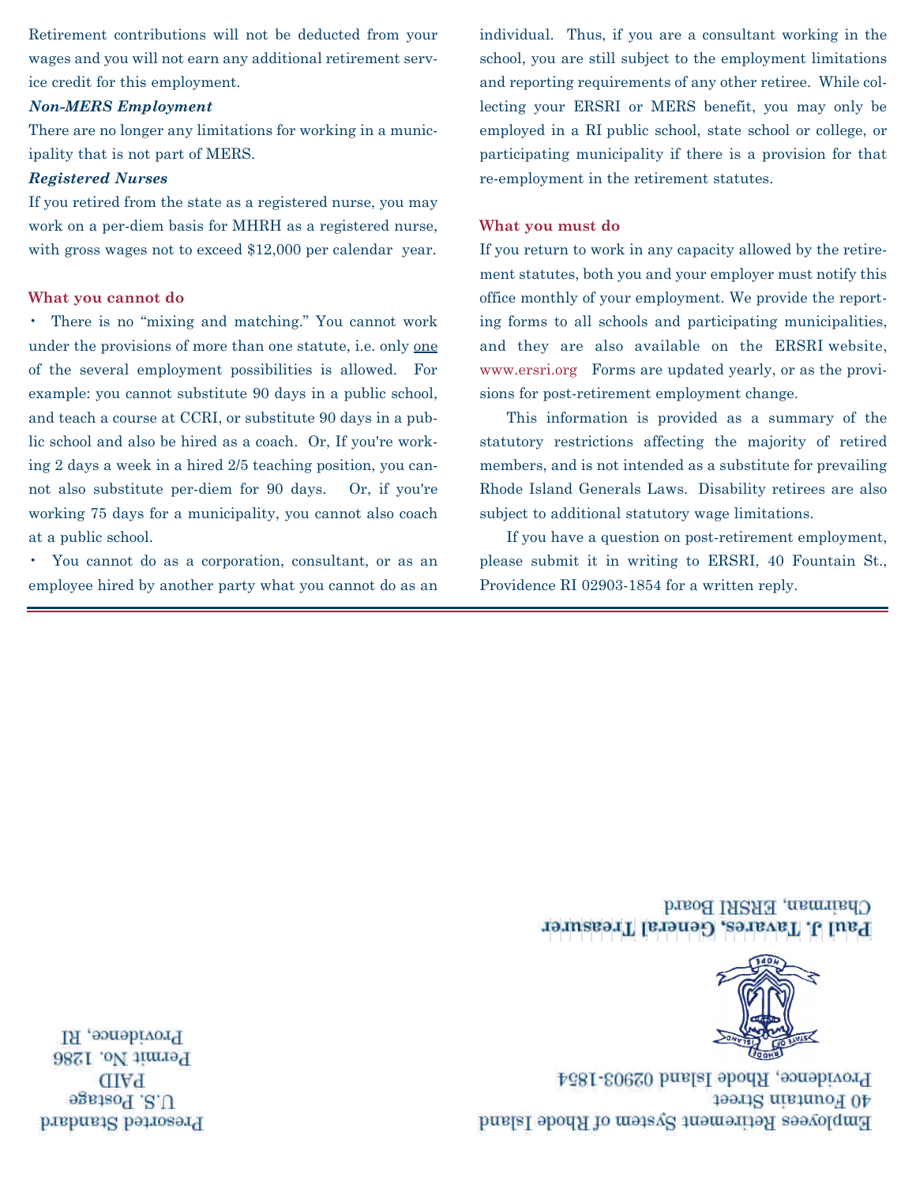Retirement contributions will not be deducted from your wages and you will not earn any additional retirement service credit for this employment.

***Non-MERS Employment***

There are no longer any limitations for working in a municipality that is not part of MERS.

***Registered Nurses***

If you retired from the state as a registered nurse, you may work on a per-diem basis for MHRH as a registered nurse, with gross wages not to exceed $12,000 per calendar year.

### What you cannot do

- There is no "mixing and matching." You cannot work under the provisions of more than one statute, i.e. only one of the several employment possibilities is allowed. For example: you cannot substitute 90 days in a public school, and teach a course at CCRI, or substitute 90 days in a public school and also be hired as a coach. Or, If you're working 2 days a week in a hired 2/5 teaching position, you cannot also substitute per-diem for 90 days. Or, if you're working 75 days for a municipality, you cannot also coach at a public school.
- You cannot do as a corporation, consultant, or as an employee hired by another party what you cannot do as an individual. Thus, if you are a consultant working in the school, you are still subject to the employment limitations and reporting requirements of any other retiree. While collecting your ERSRI or MERS benefit, you may only be employed in a RI public school, state school or college, or participating municipality if there is a provision for that re-employment in the retirement statutes.

### What you must do

If you return to work in any capacity allowed by the retirement statutes, both you and your employer must notify this office monthly of your employment. We provide the reporting forms to all schools and participating municipalities, and they are also available on the ERSRI website, www.ersri.org Forms are updated yearly, or as the provisions for post-retirement employment change.

This information is provided as a summary of the statutory restrictions affecting the majority of retired members, and is not intended as a substitute for prevailing Rhode Island Generals Laws. Disability retirees are also subject to additional statutory wage limitations.

If you have a question on post-retirement employment, please submit it in writing to ERSRI, 40 Fountain St., Providence RI 02903-1854 for a written reply.

**Paul J. Tavares, General Treasurer**
Chairman, ERSRI Board

Employees Retirement System of Rhode Island
40 Fountain Street
Providence, Rhode Island 02903-1854

Presorted Standard
U.S. Postage
PAID
Permit No. 1286
Providence, RI